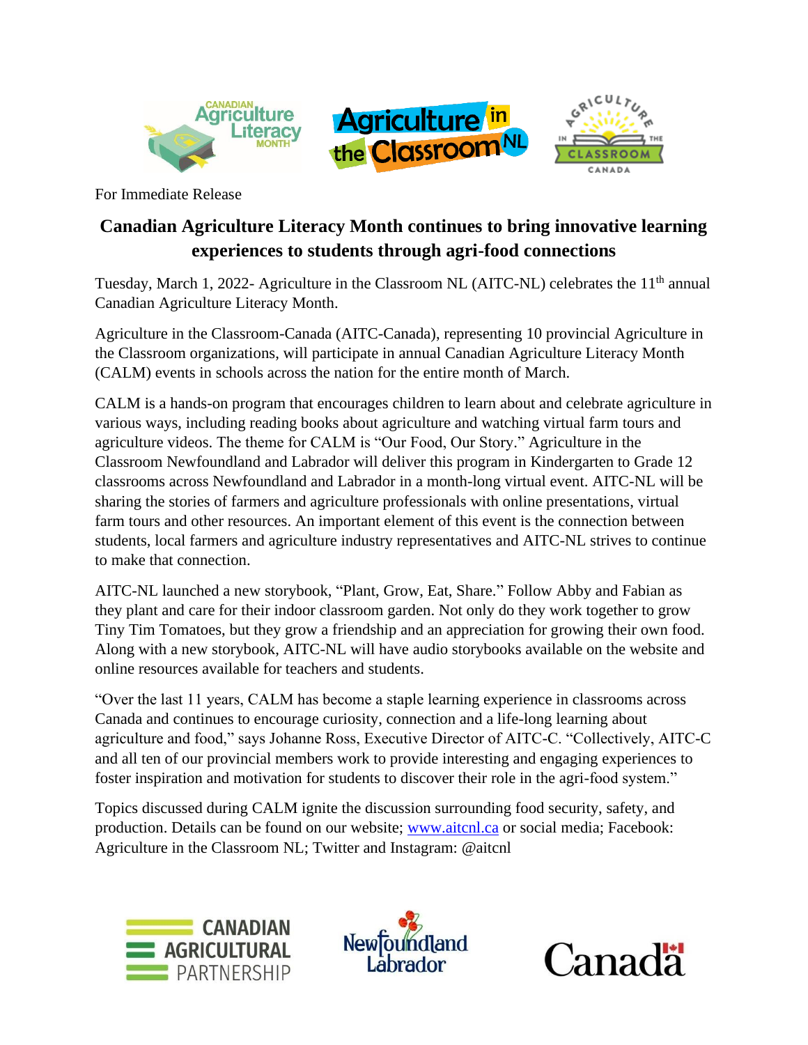For Immediate Release

# Canadian Agriculture Literacy Month continues to bring innovative learning experiences to students through agri-food connections

Tuesday, March 1, 2022- Agriculture in the Classroom NL (AITC-NL) celebrates the 11th annual Canadian Agriculture Literacy Month.

Agriculture in the Classroom-Canada (AITC-Canada), representing 10 provincial Agriculture in the Classroom organizations, will participate in annual Canadian Agriculture Literacy Month (CALM) events in schools across the nation for the entire month of March.

CALM is a hands-on program that encourages children to learn about and celebrate agriculture in various ways, including reading books about agriculture and watching virtual farm tours and agriculture videos. The theme for CALM is "Our Food, Our Story." Agriculture in the Classroom Newfoundland and Labrador will deliver this program in Kindergarten to Grade 12 classrooms across Newfoundland and Labrador in a month-long virtual event. AITC-NL will be sharing the stories of farmers and agriculture professionals with online presentations, virtual farm tours and other resources. An important element of this event is the connection between students, local farmers and agriculture industry representatives and AITC-NL strives to continue to make that connection.

AITC-NL launched a new storybook, "Plant, Grow, Eat, Share." Follow Abby and Fabian as they plant and care for their indoor classroom garden. Not only do they work together to grow Tiny Tim Tomatoes, but they grow a friendship and an appreciation for growing their own food. Along with a new storybook, AITC-NL will have audio storybooks available on the website and online resources available for teachers and students.

"Over the last 11 years, CALM has become a staple learning experience in classrooms across Canada and continues to encourage curiosity, connection and a life-long learning about agriculture and food," says Johanne Ross, Executive Director of AITC-C. "Collectively, AITC-C and all ten of our provincial members work to provide interesting and engaging experiences to foster inspiration and motivation for students to discover their role in the agri-food system."

Topics discussed during CALM ignite the discussion surrounding food security, safety, and production. Details can be found on our website; [www.aitcnl.ca](http://www.aitcnl.ca) or social media; Facebook: Agriculture in the Classroom NL; Twitter and Instagram: @aitcnl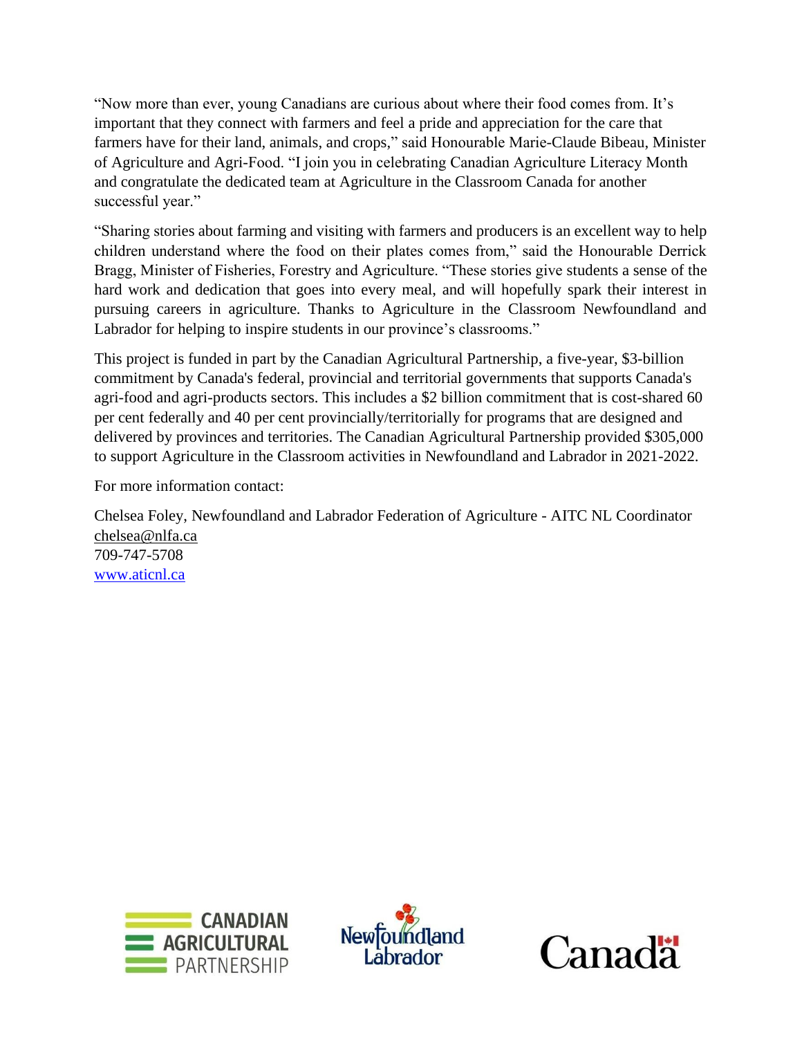"Now more than ever, young Canadians are curious about where their food comes from. It's important that they connect with farmers and feel a pride and appreciation for the care that farmers have for their land, animals, and crops," said Honourable Marie-Claude Bibeau, Minister of Agriculture and Agri-Food. "I join you in celebrating Canadian Agriculture Literacy Month and congratulate the dedicated team at Agriculture in the Classroom Canada for another successful year."

"Sharing stories about farming and visiting with farmers and producers is an excellent way to help children understand where the food on their plates comes from," said the Honourable Derrick Bragg, Minister of Fisheries, Forestry and Agriculture. "These stories give students a sense of the hard work and dedication that goes into every meal, and will hopefully spark their interest in pursuing careers in agriculture. Thanks to Agriculture in the Classroom Newfoundland and Labrador for helping to inspire students in our province's classrooms."

This project is funded in part by the Canadian Agricultural Partnership, a five-year, $3-billion commitment by Canada's federal, provincial and territorial governments that supports Canada's agri-food and agri-products sectors. This includes a $2 billion commitment that is cost-shared 60 per cent federally and 40 per cent provincially/territorially for programs that are designed and delivered by provinces and territories. The Canadian Agricultural Partnership provided $305,000 to support Agriculture in the Classroom activities in Newfoundland and Labrador in 2021-2022.

For more information contact:

Chelsea Foley, Newfoundland and Labrador Federation of Agriculture - AITC NL Coordinator
chelsea@nlfa.ca
709-747-5708
www.aticnl.ca

CANADIAN AGRICULTURAL PARTNERSHIP

Newfoundland Labrador

Canada